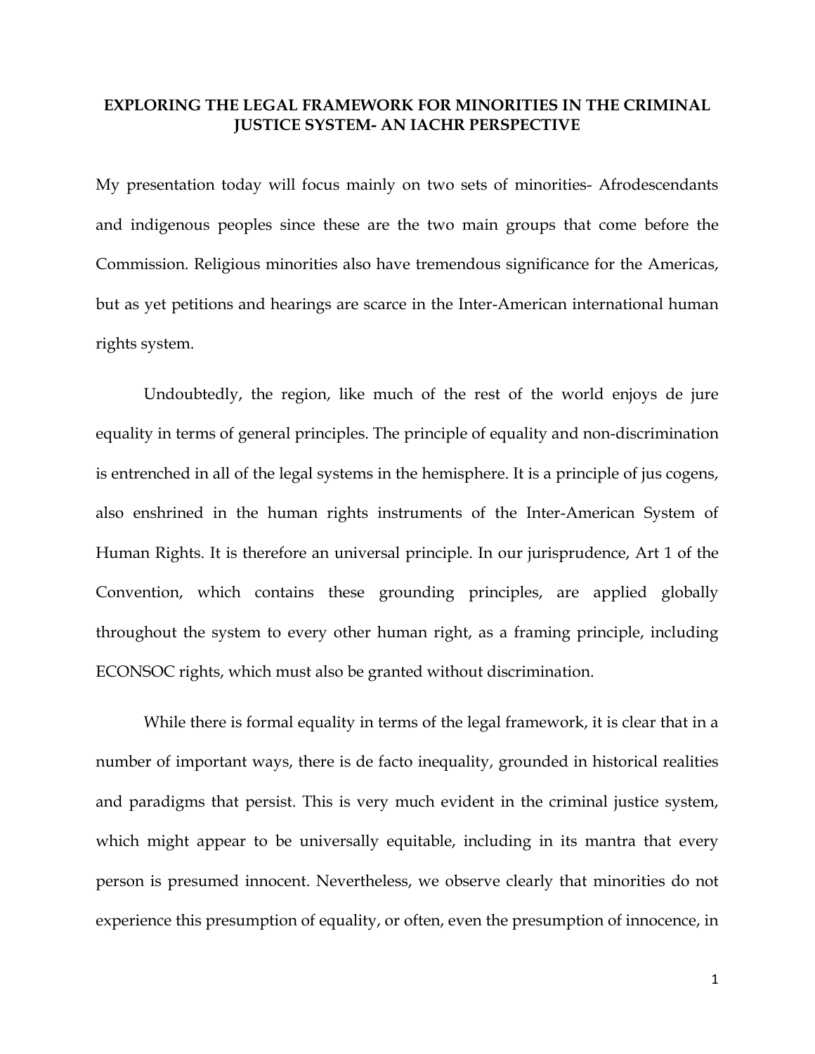# EXPLORING THE LEGAL FRAMEWORK FOR MINORITIES IN THE CRIMINAL JUSTICE SYSTEM- AN IACHR PERSPECTIVE

My presentation today will focus mainly on two sets of minorities- Afrodescendants and indigenous peoples since these are the two main groups that come before the Commission. Religious minorities also have tremendous significance for the Americas, but as yet petitions and hearings are scarce in the Inter-American international human rights system.

Undoubtedly, the region, like much of the rest of the world enjoys de jure equality in terms of general principles. The principle of equality and non-discrimination is entrenched in all of the legal systems in the hemisphere. It is a principle of jus cogens, also enshrined in the human rights instruments of the Inter-American System of Human Rights. It is therefore an universal principle. In our jurisprudence, Art 1 of the Convention, which contains these grounding principles, are applied globally throughout the system to every other human right, as a framing principle, including ECONSOC rights, which must also be granted without discrimination.

While there is formal equality in terms of the legal framework, it is clear that in a number of important ways, there is de facto inequality, grounded in historical realities and paradigms that persist. This is very much evident in the criminal justice system, which might appear to be universally equitable, including in its mantra that every person is presumed innocent. Nevertheless, we observe clearly that minorities do not experience this presumption of equality, or often, even the presumption of innocence, in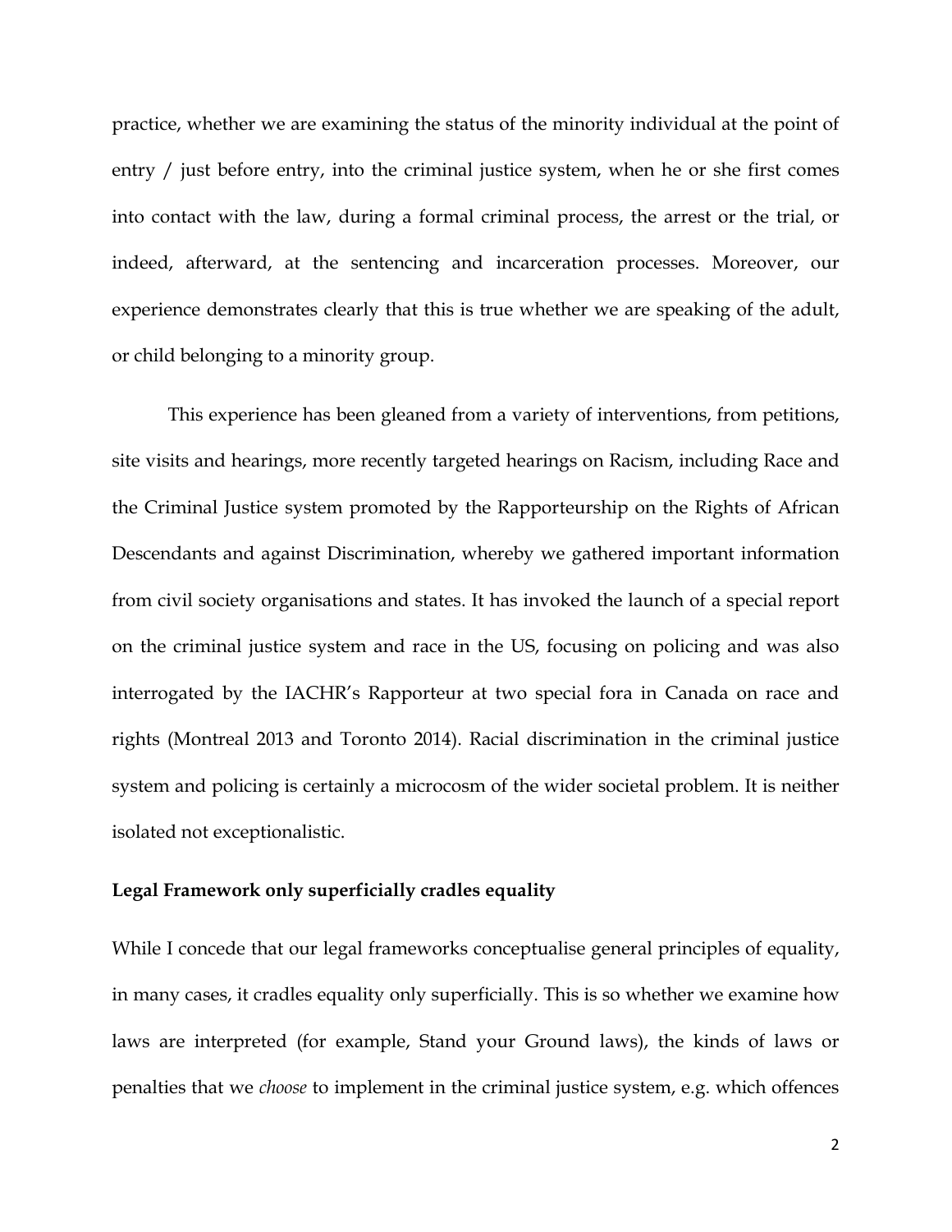practice, whether we are examining the status of the minority individual at the point of entry / just before entry, into the criminal justice system, when he or she first comes into contact with the law, during a formal criminal process, the arrest or the trial, or indeed, afterward, at the sentencing and incarceration processes. Moreover, our experience demonstrates clearly that this is true whether we are speaking of the adult, or child belonging to a minority group.

This experience has been gleaned from a variety of interventions, from petitions, site visits and hearings, more recently targeted hearings on Racism, including Race and the Criminal Justice system promoted by the Rapporteurship on the Rights of African Descendants and against Discrimination, whereby we gathered important information from civil society organisations and states. It has invoked the launch of a special report on the criminal justice system and race in the US, focusing on policing and was also interrogated by the IACHR's Rapporteur at two special fora in Canada on race and rights (Montreal 2013 and Toronto 2014). Racial discrimination in the criminal justice system and policing is certainly a microcosm of the wider societal problem. It is neither isolated not exceptionalistic.

**Legal Framework only superficially cradles equality**

While I concede that our legal frameworks conceptualise general principles of equality, in many cases, it cradles equality only superficially. This is so whether we examine how laws are interpreted (for example, Stand your Ground laws), the kinds of laws or penalties that we *choose* to implement in the criminal justice system, e.g. which offences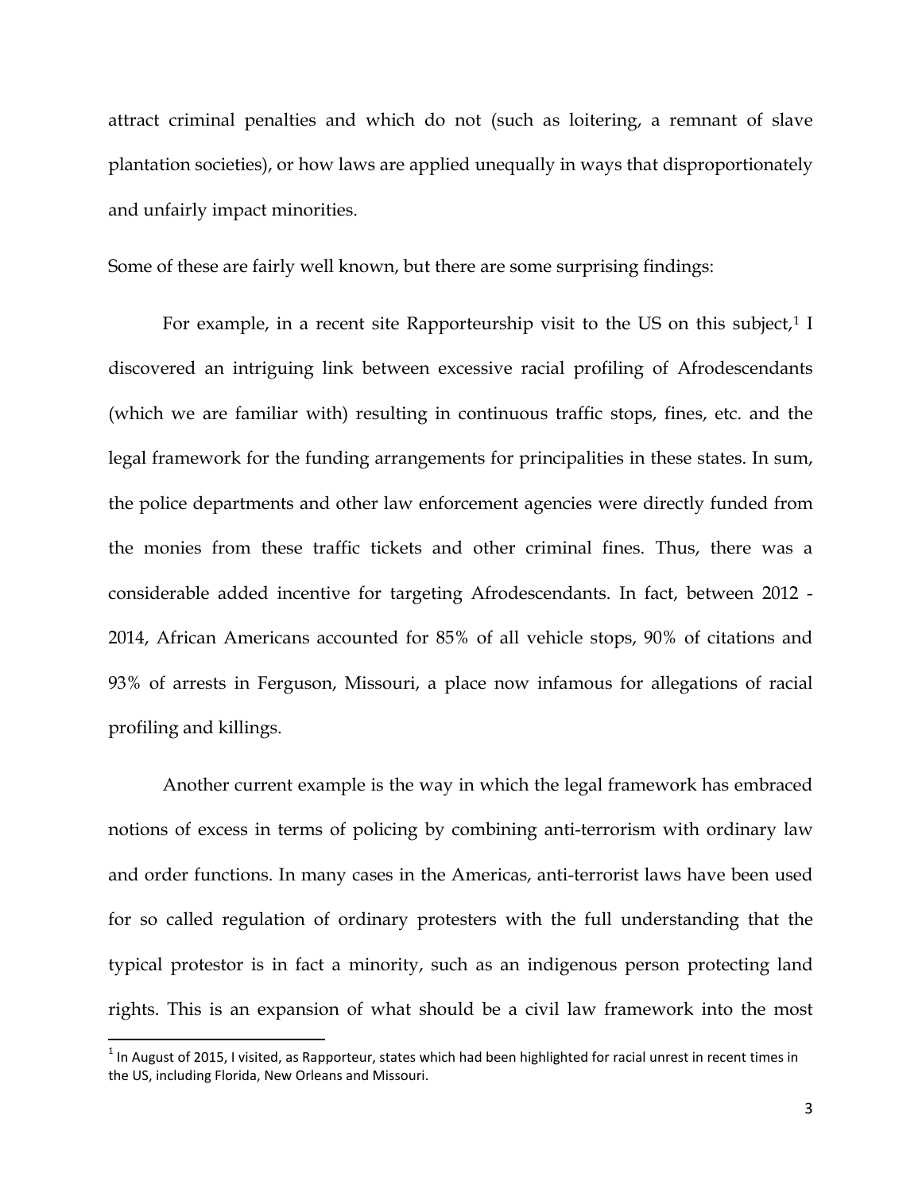attract criminal penalties and which do not (such as loitering, a remnant of slave plantation societies), or how laws are applied unequally in ways that disproportionately and unfairly impact minorities.

Some of these are fairly well known, but there are some surprising findings:

For example, in a recent site Rapporteurship visit to the US on this subject,[1] I discovered an intriguing link between excessive racial profiling of Afrodescendants (which we are familiar with) resulting in continuous traffic stops, fines, etc. and the legal framework for the funding arrangements for principalities in these states. In sum, the police departments and other law enforcement agencies were directly funded from the monies from these traffic tickets and other criminal fines. Thus, there was a considerable added incentive for targeting Afrodescendants. In fact, between 2012 - 2014, African Americans accounted for 85% of all vehicle stops, 90% of citations and 93% of arrests in Ferguson, Missouri, a place now infamous for allegations of racial profiling and killings.

Another current example is the way in which the legal framework has embraced notions of excess in terms of policing by combining anti-terrorism with ordinary law and order functions. In many cases in the Americas, anti-terrorist laws have been used for so called regulation of ordinary protesters with the full understanding that the typical protestor is in fact a minority, such as an indigenous person protecting land rights. This is an expansion of what should be a civil law framework into the most

[1] In August of 2015, I visited, as Rapporteur, states which had been highlighted for racial unrest in recent times in the US, including Florida, New Orleans and Missouri.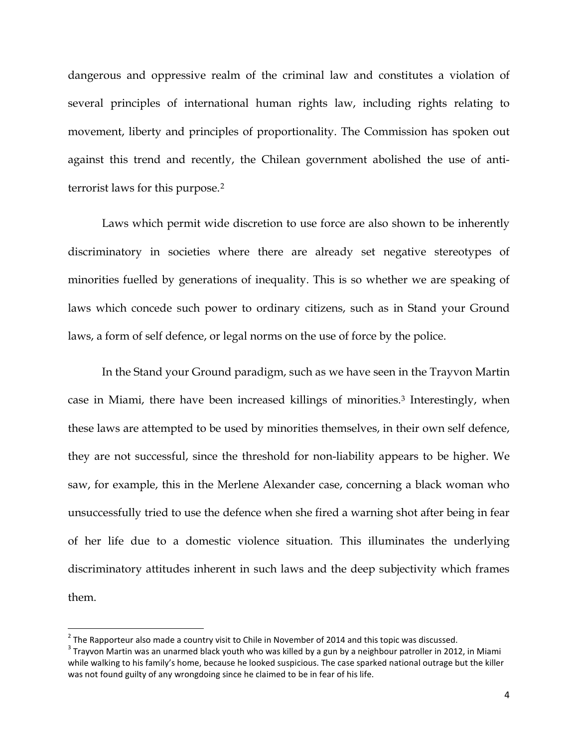dangerous and oppressive realm of the criminal law and constitutes a violation of several principles of international human rights law, including rights relating to movement, liberty and principles of proportionality. The Commission has spoken out against this trend and recently, the Chilean government abolished the use of anti-terrorist laws for this purpose.[2]

Laws which permit wide discretion to use force are also shown to be inherently discriminatory in societies where there are already set negative stereotypes of minorities fuelled by generations of inequality. This is so whether we are speaking of laws which concede such power to ordinary citizens, such as in Stand your Ground laws, a form of self defence, or legal norms on the use of force by the police.

In the Stand your Ground paradigm, such as we have seen in the Trayvon Martin case in Miami, there have been increased killings of minorities.[3] Interestingly, when these laws are attempted to be used by minorities themselves, in their own self defence, they are not successful, since the threshold for non-liability appears to be higher. We saw, for example, this in the Merlene Alexander case, concerning a black woman who unsuccessfully tried to use the defence when she fired a warning shot after being in fear of her life due to a domestic violence situation. This illuminates the underlying discriminatory attitudes inherent in such laws and the deep subjectivity which frames them.

---

[2] The Rapporteur also made a country visit to Chile in November of 2014 and this topic was discussed.

[3] Trayvon Martin was an unarmed black youth who was killed by a gun by a neighbour patroller in 2012, in Miami while walking to his family's home, because he looked suspicious. The case sparked national outrage but the killer was not found guilty of any wrongdoing since he claimed to be in fear of his life.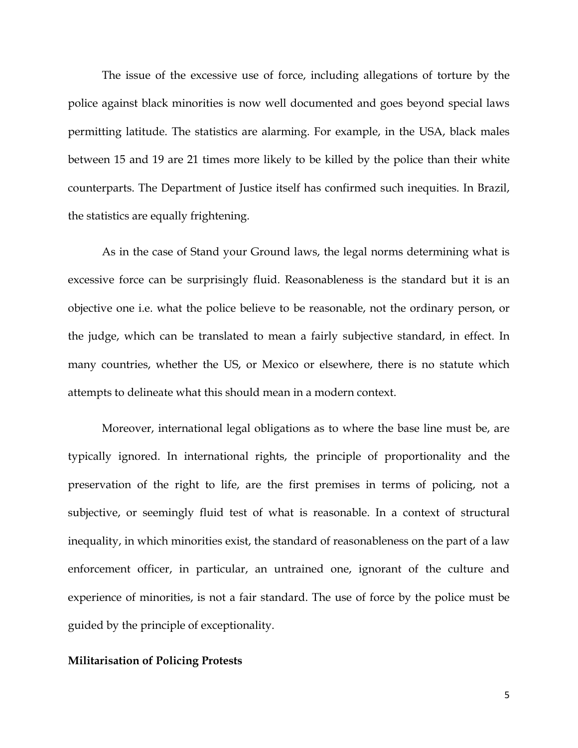The issue of the excessive use of force, including allegations of torture by the police against black minorities is now well documented and goes beyond special laws permitting latitude. The statistics are alarming. For example, in the USA, black males between 15 and 19 are 21 times more likely to be killed by the police than their white counterparts. The Department of Justice itself has confirmed such inequities. In Brazil, the statistics are equally frightening.

As in the case of Stand your Ground laws, the legal norms determining what is excessive force can be surprisingly fluid. Reasonableness is the standard but it is an objective one i.e. what the police believe to be reasonable, not the ordinary person, or the judge, which can be translated to mean a fairly subjective standard, in effect. In many countries, whether the US, or Mexico or elsewhere, there is no statute which attempts to delineate what this should mean in a modern context.

Moreover, international legal obligations as to where the base line must be, are typically ignored. In international rights, the principle of proportionality and the preservation of the right to life, are the first premises in terms of policing, not a subjective, or seemingly fluid test of what is reasonable. In a context of structural inequality, in which minorities exist, the standard of reasonableness on the part of a law enforcement officer, in particular, an untrained one, ignorant of the culture and experience of minorities, is not a fair standard. The use of force by the police must be guided by the principle of exceptionality.

**Militarisation of Policing Protests**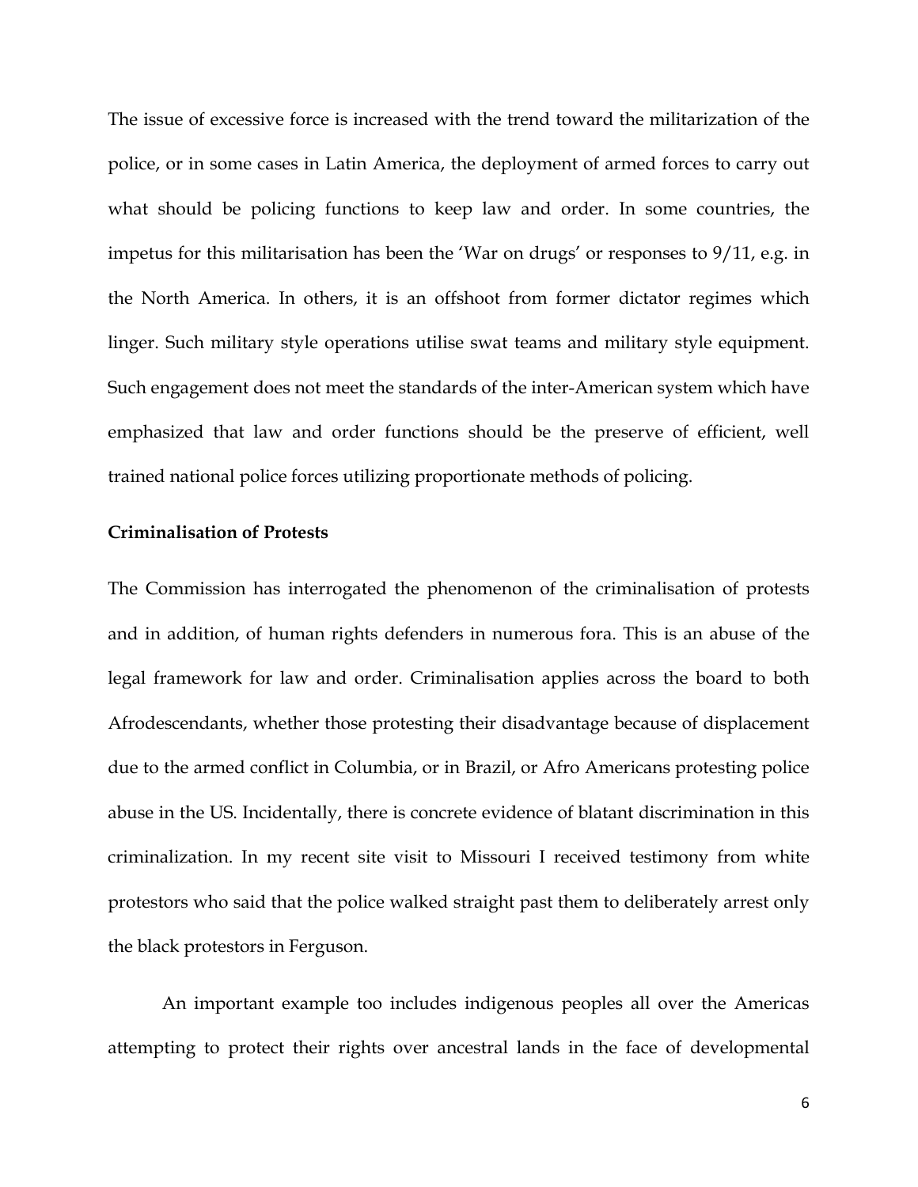The issue of excessive force is increased with the trend toward the militarization of the police, or in some cases in Latin America, the deployment of armed forces to carry out what should be policing functions to keep law and order. In some countries, the impetus for this militarisation has been the 'War on drugs' or responses to 9/11, e.g. in the North America. In others, it is an offshoot from former dictator regimes which linger. Such military style operations utilise swat teams and military style equipment. Such engagement does not meet the standards of the inter-American system which have emphasized that law and order functions should be the preserve of efficient, well trained national police forces utilizing proportionate methods of policing.

**Criminalisation of Protests**

The Commission has interrogated the phenomenon of the criminalisation of protests and in addition, of human rights defenders in numerous fora. This is an abuse of the legal framework for law and order. Criminalisation applies across the board to both Afrodescendants, whether those protesting their disadvantage because of displacement due to the armed conflict in Columbia, or in Brazil, or Afro Americans protesting police abuse in the US. Incidentally, there is concrete evidence of blatant discrimination in this criminalization. In my recent site visit to Missouri I received testimony from white protestors who said that the police walked straight past them to deliberately arrest only the black protestors in Ferguson.

An important example too includes indigenous peoples all over the Americas attempting to protect their rights over ancestral lands in the face of developmental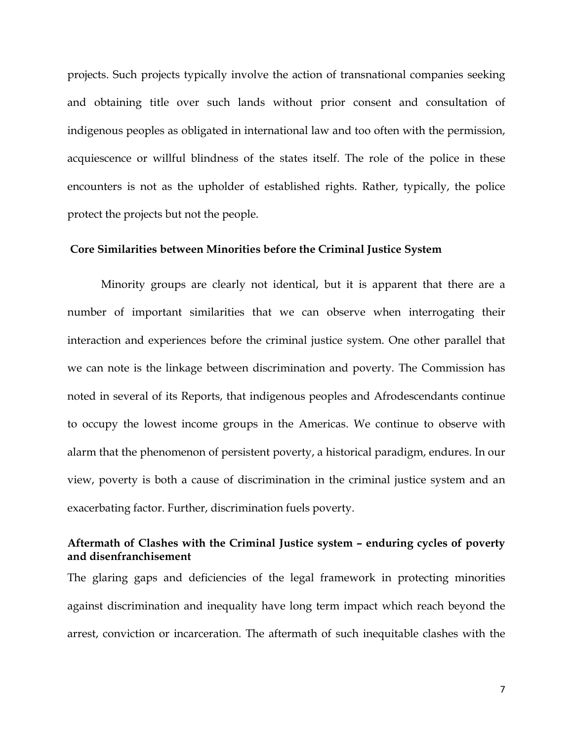projects. Such projects typically involve the action of transnational companies seeking and obtaining title over such lands without prior consent and consultation of indigenous peoples as obligated in international law and too often with the permission, acquiescence or willful blindness of the states itself. The role of the police in these encounters is not as the upholder of established rights. Rather, typically, the police protect the projects but not the people.

**Core Similarities between Minorities before the Criminal Justice System**

Minority groups are clearly not identical, but it is apparent that there are a number of important similarities that we can observe when interrogating their interaction and experiences before the criminal justice system. One other parallel that we can note is the linkage between discrimination and poverty. The Commission has noted in several of its Reports, that indigenous peoples and Afrodescendants continue to occupy the lowest income groups in the Americas. We continue to observe with alarm that the phenomenon of persistent poverty, a historical paradigm, endures. In our view, poverty is both a cause of discrimination in the criminal justice system and an exacerbating factor. Further, discrimination fuels poverty.

**Aftermath of Clashes with the Criminal Justice system – enduring cycles of poverty and disenfranchisement**

The glaring gaps and deficiencies of the legal framework in protecting minorities against discrimination and inequality have long term impact which reach beyond the arrest, conviction or incarceration. The aftermath of such inequitable clashes with the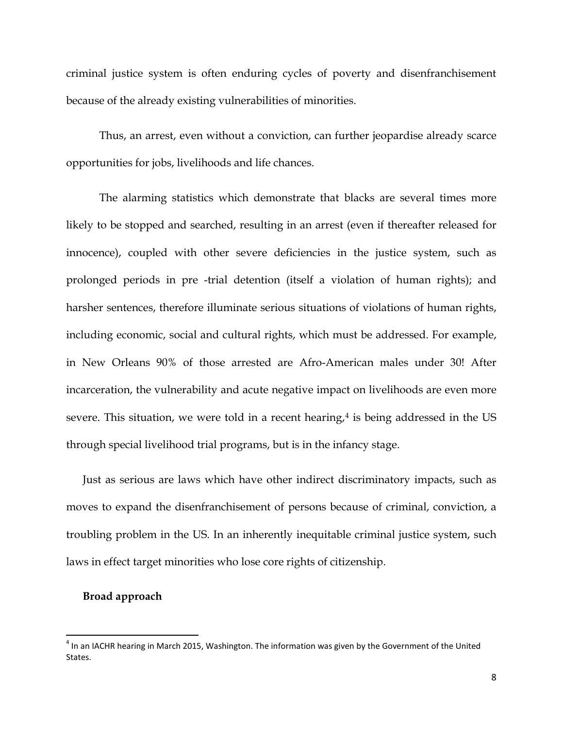criminal justice system is often enduring cycles of poverty and disenfranchisement because of the already existing vulnerabilities of minorities.

Thus, an arrest, even without a conviction, can further jeopardise already scarce opportunities for jobs, livelihoods and life chances.

The alarming statistics which demonstrate that blacks are several times more likely to be stopped and searched, resulting in an arrest (even if thereafter released for innocence), coupled with other severe deficiencies in the justice system, such as prolonged periods in pre -trial detention (itself a violation of human rights); and harsher sentences, therefore illuminate serious situations of violations of human rights, including economic, social and cultural rights, which must be addressed. For example, in New Orleans 90% of those arrested are Afro-American males under 30! After incarceration, the vulnerability and acute negative impact on livelihoods are even more severe. This situation, we were told in a recent hearing,[4] is being addressed in the US through special livelihood trial programs, but is in the infancy stage.

Just as serious are laws which have other indirect discriminatory impacts, such as moves to expand the disenfranchisement of persons because of criminal, conviction, a troubling problem in the US. In an inherently inequitable criminal justice system, such laws in effect target minorities who lose core rights of citizenship.

**Broad approach**

[4] In an IACHR hearing in March 2015, Washington. The information was given by the Government of the United States.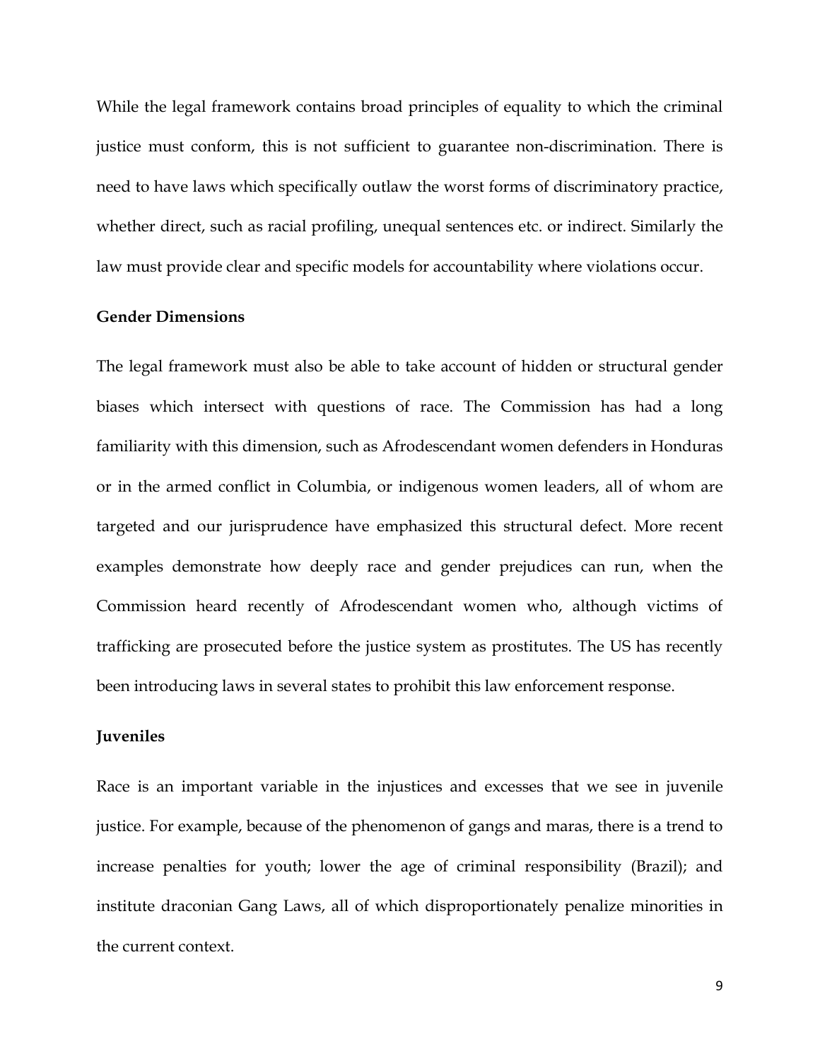While the legal framework contains broad principles of equality to which the criminal justice must conform, this is not sufficient to guarantee non-discrimination. There is need to have laws which specifically outlaw the worst forms of discriminatory practice, whether direct, such as racial profiling, unequal sentences etc. or indirect. Similarly the law must provide clear and specific models for accountability where violations occur.

**Gender Dimensions**

The legal framework must also be able to take account of hidden or structural gender biases which intersect with questions of race. The Commission has had a long familiarity with this dimension, such as Afrodescendant women defenders in Honduras or in the armed conflict in Columbia, or indigenous women leaders, all of whom are targeted and our jurisprudence have emphasized this structural defect. More recent examples demonstrate how deeply race and gender prejudices can run, when the Commission heard recently of Afrodescendant women who, although victims of trafficking are prosecuted before the justice system as prostitutes. The US has recently been introducing laws in several states to prohibit this law enforcement response.

**Juveniles**

Race is an important variable in the injustices and excesses that we see in juvenile justice. For example, because of the phenomenon of gangs and maras, there is a trend to increase penalties for youth; lower the age of criminal responsibility (Brazil); and institute draconian Gang Laws, all of which disproportionately penalize minorities in the current context.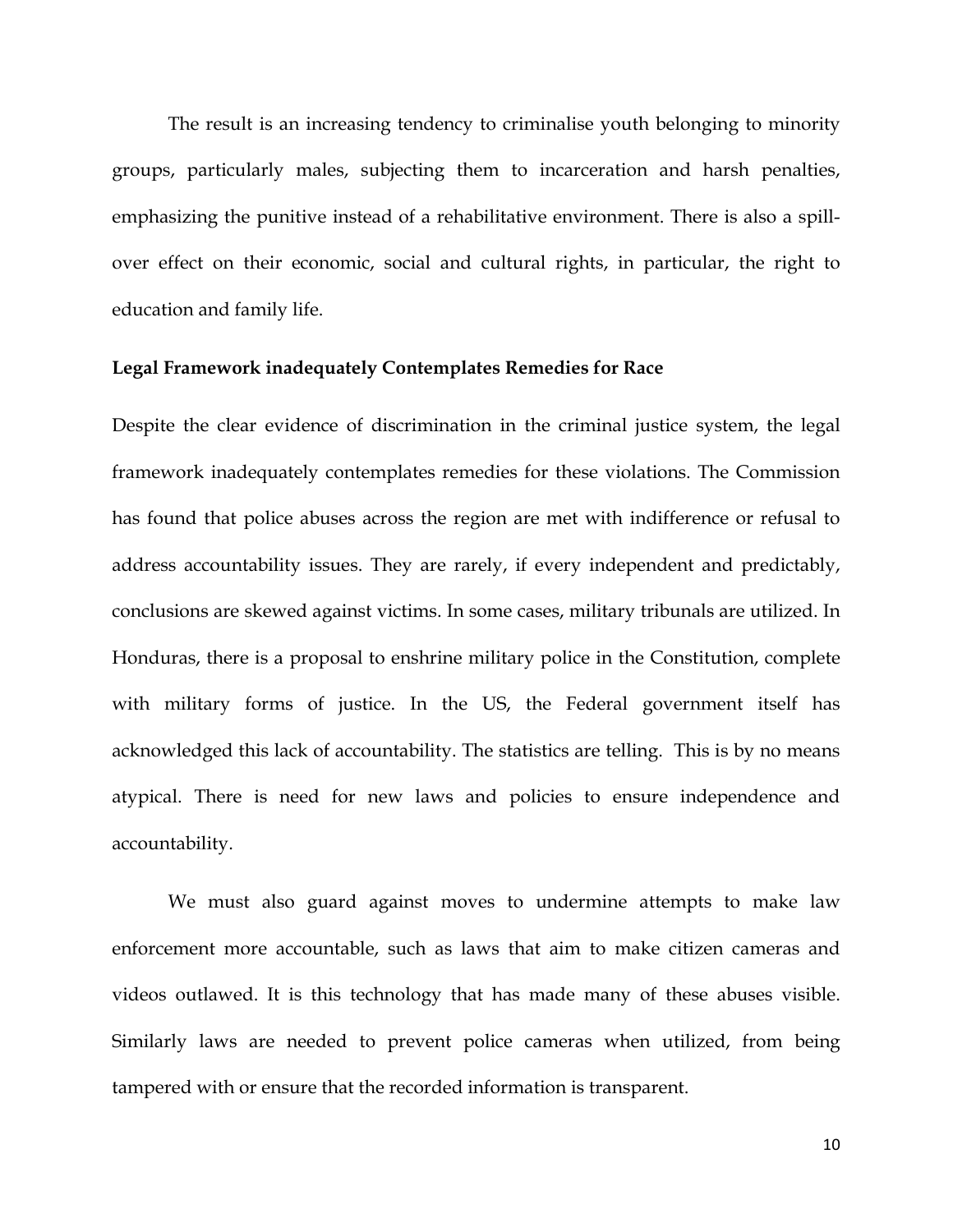The result is an increasing tendency to criminalise youth belonging to minority groups, particularly males, subjecting them to incarceration and harsh penalties, emphasizing the punitive instead of a rehabilitative environment. There is also a spill-over effect on their economic, social and cultural rights, in particular, the right to education and family life.

**Legal Framework inadequately Contemplates Remedies for Race**

Despite the clear evidence of discrimination in the criminal justice system, the legal framework inadequately contemplates remedies for these violations. The Commission has found that police abuses across the region are met with indifference or refusal to address accountability issues. They are rarely, if every independent and predictably, conclusions are skewed against victims. In some cases, military tribunals are utilized. In Honduras, there is a proposal to enshrine military police in the Constitution, complete with military forms of justice. In the US, the Federal government itself has acknowledged this lack of accountability. The statistics are telling. This is by no means atypical. There is need for new laws and policies to ensure independence and accountability.

We must also guard against moves to undermine attempts to make law enforcement more accountable, such as laws that aim to make citizen cameras and videos outlawed. It is this technology that has made many of these abuses visible. Similarly laws are needed to prevent police cameras when utilized, from being tampered with or ensure that the recorded information is transparent.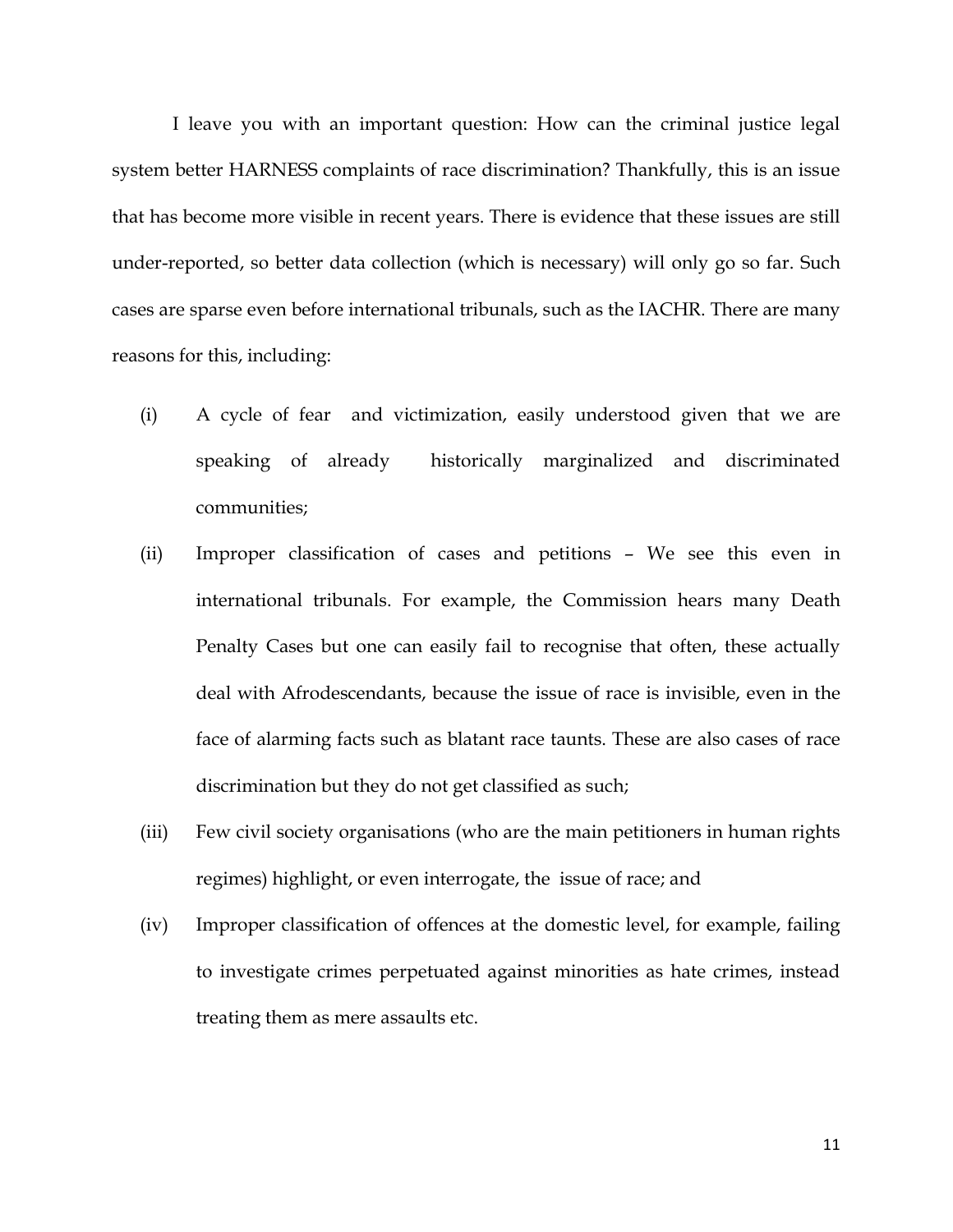I leave you with an important question: How can the criminal justice legal system better HARNESS complaints of race discrimination? Thankfully, this is an issue that has become more visible in recent years. There is evidence that these issues are still under-reported, so better data collection (which is necessary) will only go so far. Such cases are sparse even before international tribunals, such as the IACHR. There are many reasons for this, including:

(i) A cycle of fear and victimization, easily understood given that we are speaking of already historically marginalized and discriminated communities;

(ii) Improper classification of cases and petitions – We see this even in international tribunals. For example, the Commission hears many Death Penalty Cases but one can easily fail to recognise that often, these actually deal with Afrodescendants, because the issue of race is invisible, even in the face of alarming facts such as blatant race taunts. These are also cases of race discrimination but they do not get classified as such;

(iii) Few civil society organisations (who are the main petitioners in human rights regimes) highlight, or even interrogate, the issue of race; and

(iv) Improper classification of offences at the domestic level, for example, failing to investigate crimes perpetuated against minorities as hate crimes, instead treating them as mere assaults etc.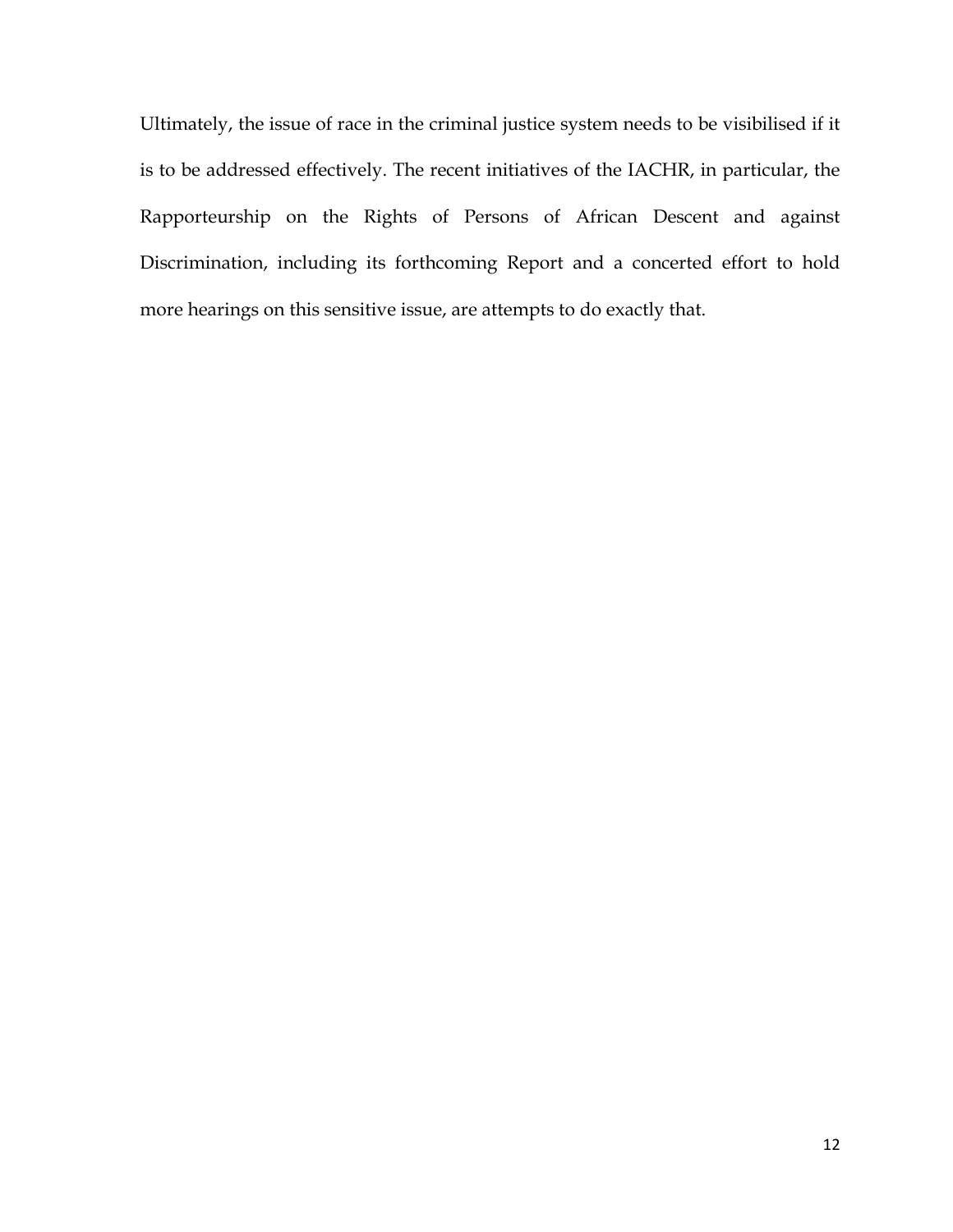Ultimately, the issue of race in the criminal justice system needs to be visibilised if it is to be addressed effectively. The recent initiatives of the IACHR, in particular, the Rapporteurship on the Rights of Persons of African Descent and against Discrimination, including its forthcoming Report and a concerted effort to hold more hearings on this sensitive issue, are attempts to do exactly that.